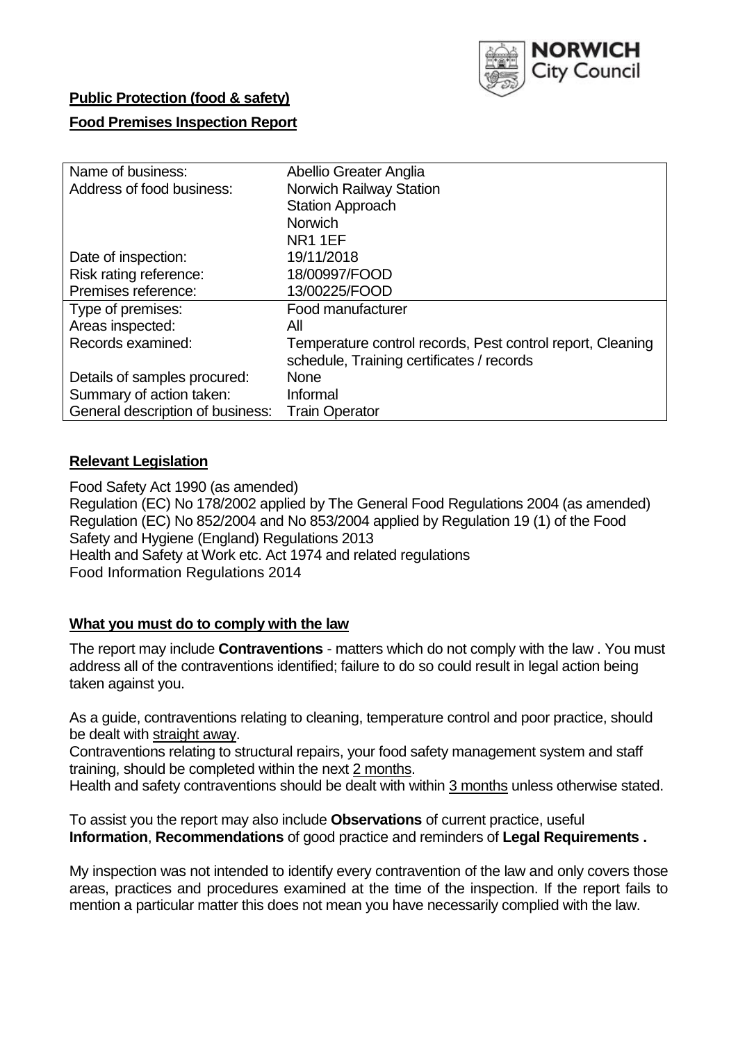**Public Protection (food & safety)**

**Food Premises Inspection Report**

| Name of business: | Abellio Greater Anglia |
|---|---|
| Address of food business: | Norwich Railway Station<br>Station Approach<br>Norwich<br>NR1 1EF |
| Date of inspection: | 19/11/2018 |
| Risk rating reference: | 18/00997/FOOD |
| Premises reference: | 13/00225/FOOD |
| Type of premises: | Food manufacturer |
| Areas inspected: | All |
| Records examined: | Temperature control records, Pest control report, Cleaning schedule, Training certificates / records |
| Details of samples procured: | None |
| Summary of action taken: | Informal |
| General description of business: | Train Operator |

## Relevant Legislation

Food Safety Act 1990 (as amended)
Regulation (EC) No 178/2002 applied by The General Food Regulations 2004 (as amended)
Regulation (EC) No 852/2004 and No 853/2004 applied by Regulation 19 (1) of the Food Safety and Hygiene (England) Regulations 2013
Health and Safety at Work etc. Act 1974 and related regulations
Food Information Regulations 2014

## What you must do to comply with the law

The report may include **Contraventions** - matters which do not comply with the law . You must address all of the contraventions identified; failure to do so could result in legal action being taken against you.

As a guide, contraventions relating to cleaning, temperature control and poor practice, should be dealt with straight away.
Contraventions relating to structural repairs, your food safety management system and staff training, should be completed within the next 2 months.
Health and safety contraventions should be dealt with within 3 months unless otherwise stated.

To assist you the report may also include **Observations** of current practice, useful **Information**, **Recommendations** of good practice and reminders of **Legal Requirements .**

My inspection was not intended to identify every contravention of the law and only covers those areas, practices and procedures examined at the time of the inspection. If the report fails to mention a particular matter this does not mean you have necessarily complied with the law.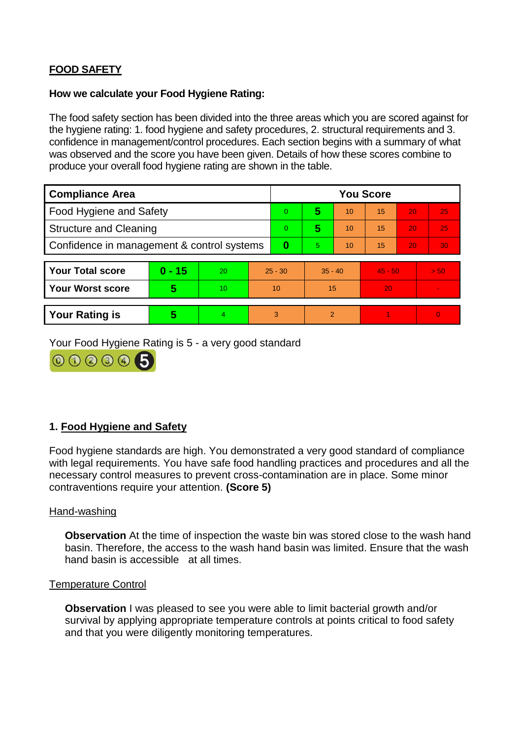**FOOD SAFETY**

**How we calculate your Food Hygiene Rating:**

The food safety section has been divided into the three areas which you are scored against for the hygiene rating: 1. food hygiene and safety procedures, 2. structural requirements and 3. confidence in management/control procedures. Each section begins with a summary of what was observed and the score you have been given. Details of how these scores combine to produce your overall food hygiene rating are shown in the table.

| Compliance Area | You Score | | | | | |
|---|---|---|---|---|---|---|
| Food Hygiene and Safety | 0 | **5** | 10 | 15 | 20 | 25 |
| Structure and Cleaning | 0 | **5** | 10 | 15 | 20 | 25 |
| Confidence in management & control systems | **0** | 5 | 10 | 15 | 20 | 30 |

| | | | | | | |
|---|---|---|---|---|---|---|
| **Your Total score** | **0 - 15** | 20 | 25 - 30 | 35 - 40 | 45 - 50 | > 50 |
| **Your Worst score** | **5** | 10 | 10 | 15 | 20 | - |
| **Your Rating is** | **5** | 4 | 3 | 2 | 1 | 0 |

Your Food Hygiene Rating is 5 - a very good standard

## 1. Food Hygiene and Safety

Food hygiene standards are high. You demonstrated a very good standard of compliance with legal requirements. You have safe food handling practices and procedures and all the necessary control measures to prevent cross-contamination are in place. Some minor contraventions require your attention. **(Score 5)**

### Hand-washing

**Observation** At the time of inspection the waste bin was stored close to the wash hand basin. Therefore, the access to the wash hand basin was limited. Ensure that the wash hand basin is accessible at all times.

### Temperature Control

**Observation** I was pleased to see you were able to limit bacterial growth and/or survival by applying appropriate temperature controls at points critical to food safety and that you were diligently monitoring temperatures.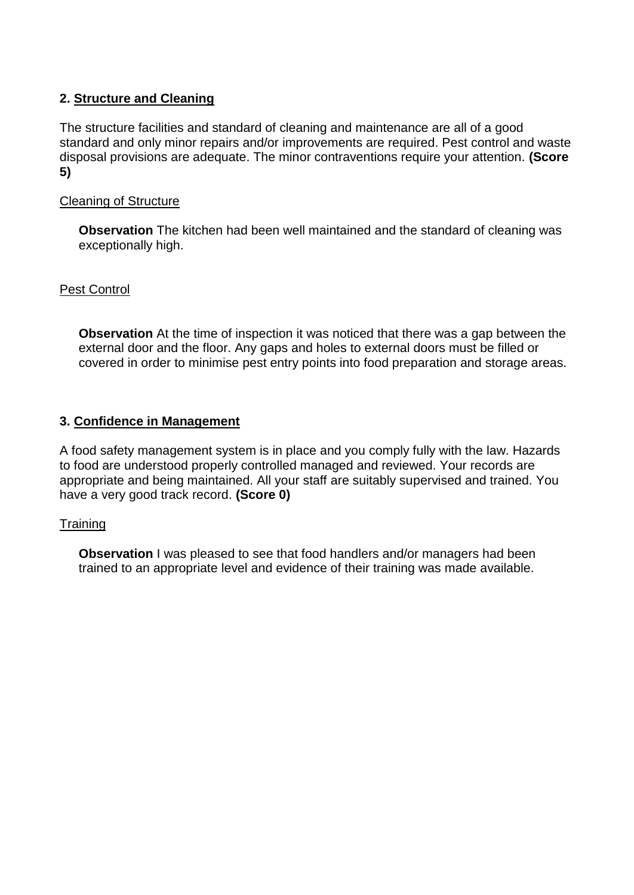## 2. Structure and Cleaning

The structure facilities and standard of cleaning and maintenance are all of a good standard and only minor repairs and/or improvements are required. Pest control and waste disposal provisions are adequate. The minor contraventions require your attention. **(Score 5)**

Cleaning of Structure

**Observation** The kitchen had been well maintained and the standard of cleaning was exceptionally high.

Pest Control

**Observation** At the time of inspection it was noticed that there was a gap between the external door and the floor. Any gaps and holes to external doors must be filled or covered in order to minimise pest entry points into food preparation and storage areas.

## 3. Confidence in Management

A food safety management system is in place and you comply fully with the law. Hazards to food are understood properly controlled managed and reviewed. Your records are appropriate and being maintained. All your staff are suitably supervised and trained. You have a very good track record. **(Score 0)**

Training

**Observation** I was pleased to see that food handlers and/or managers had been trained to an appropriate level and evidence of their training was made available.